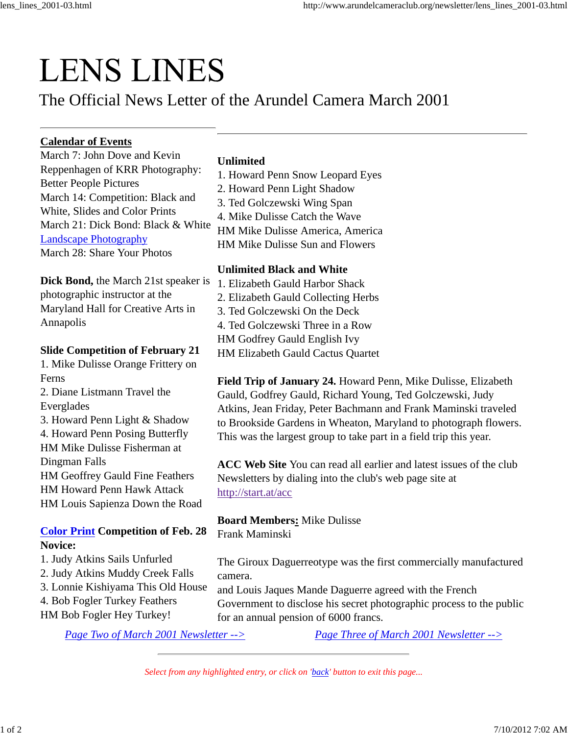# LENS LINES

The Official News Letter of the Arundel Camera March 2001

---

**Calendar of Events**

March 7: John Dove and Kevin Reppenhagen of KRR Photography: Better People Pictures
March 14: Competition: Black and White, Slides and Color Prints
March 21: Dick Bond: Black & White Landscape Photography
March 28: Share Your Photos

**Dick Bond,** the March 21st speaker is photographic instructor at the Maryland Hall for Creative Arts in Annapolis

**Slide Competition of February 21**

1. Mike Dulisse Orange Frittery on Ferns
2. Diane Listmann Travel the Everglades
3. Howard Penn Light & Shadow
4. Howard Penn Posing Butterfly

HM Mike Dulisse Fisherman at Dingman Falls
HM Geoffrey Gauld Fine Feathers
HM Howard Penn Hawk Attack
HM Louis Sapienza Down the Road

**Color Print Competition of Feb. 28**

**Novice:**

1. Judy Atkins Sails Unfurled
2. Judy Atkins Muddy Creek Falls
3. Lonnie Kishiyama This Old House
4. Bob Fogler Turkey Feathers

HM Bob Fogler Hey Turkey!

**Unlimited**

1. Howard Penn Snow Leopard Eyes
2. Howard Penn Light Shadow
3. Ted Golczewski Wing Span
4. Mike Dulisse Catch the Wave

HM Mike Dulisse America, America
HM Mike Dulisse Sun and Flowers

**Unlimited Black and White**

1. Elizabeth Gauld Harbor Shack
2. Elizabeth Gauld Collecting Herbs
3. Ted Golczewski On the Deck
4. Ted Golczewski Three in a Row

HM Godfrey Gauld English Ivy
HM Elizabeth Gauld Cactus Quartet

**Field Trip of January 24.** Howard Penn, Mike Dulisse, Elizabeth Gauld, Godfrey Gauld, Richard Young, Ted Golczewski, Judy Atkins, Jean Friday, Peter Bachmann and Frank Maminski traveled to Brookside Gardens in Wheaton, Maryland to photograph flowers. This was the largest group to take part in a field trip this year.

**ACC Web Site** You can read all earlier and latest issues of the club Newsletters by dialing into the club's web page site at http://start.at/acc

**Board Members:** Mike Dulisse
Frank Maminski

The Giroux Daguerreotype was the first commercially manufactured camera.
and Louis Jaques Mande Daguerre agreed with the French Government to disclose his secret photographic process to the public for an annual pension of 6000 francs.

*Page Two of March 2001 Newsletter -->*     *Page Three of March 2001 Newsletter -->*

---

*Select from any highlighted entry, or click on 'back' button to exit this page...*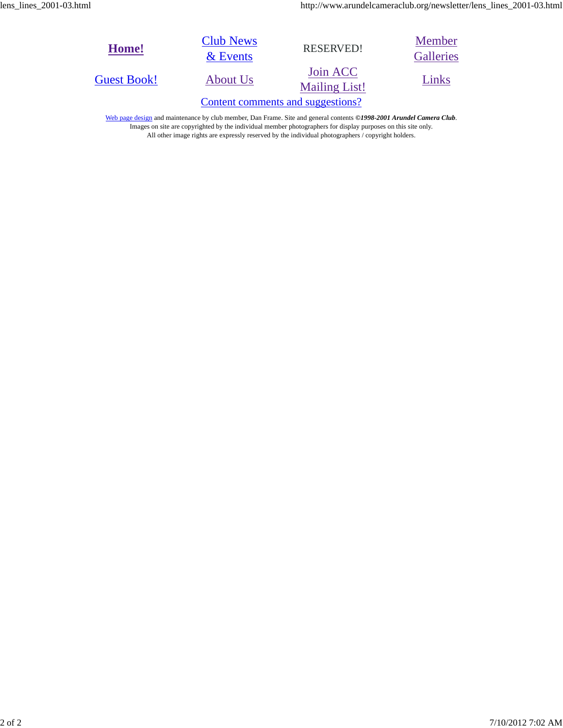| | | | |
|---|---|---|---|
| **Home!** | Club News & Events | RESERVED! | Member Galleries |
| Guest Book! | About Us | Join ACC Mailing List! | Links |

Content comments and suggestions?

Web page design and maintenance by club member, Dan Frame. Site and general contents ***©1998-2001 Arundel Camera Club***.
Images on site are copyrighted by the individual member photographers for display purposes on this site only.
All other image rights are expressly reserved by the individual photographers / copyright holders.